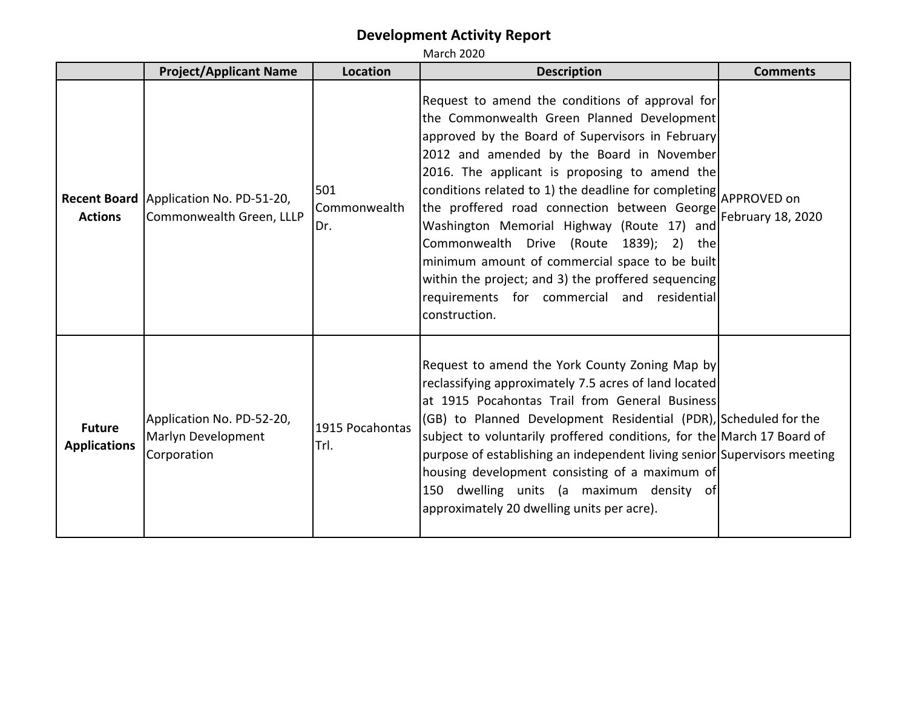# Development Activity Report

March 2020

| | Project/Applicant Name | Location | Description | Comments |
|---|---|---|---|---|
| **Recent Board Actions** | Application No. PD-51-20, Commonwealth Green, LLLP | 501 Commonwealth Dr. | Request to amend the conditions of approval for the Commonwealth Green Planned Development approved by the Board of Supervisors in February 2012 and amended by the Board in November 2016. The applicant is proposing to amend the conditions related to 1) the deadline for completing the proffered road connection between George Washington Memorial Highway (Route 17) and Commonwealth Drive (Route 1839); 2) the minimum amount of commercial space to be built within the project; and 3) the proffered sequencing requirements for commercial and residential construction. | APPROVED on February 18, 2020 |
| **Future Applications** | Application No. PD-52-20, Marlyn Development Corporation | 1915 Pocahontas Trl. | Request to amend the York County Zoning Map by reclassifying approximately 7.5 acres of land located at 1915 Pocahontas Trail from General Business (GB) to Planned Development Residential (PDR), subject to voluntarily proffered conditions, for the purpose of establishing an independent living senior housing development consisting of a maximum of 150 dwelling units (a maximum density of approximately 20 dwelling units per acre). | Scheduled for the March 17 Board of Supervisors meeting |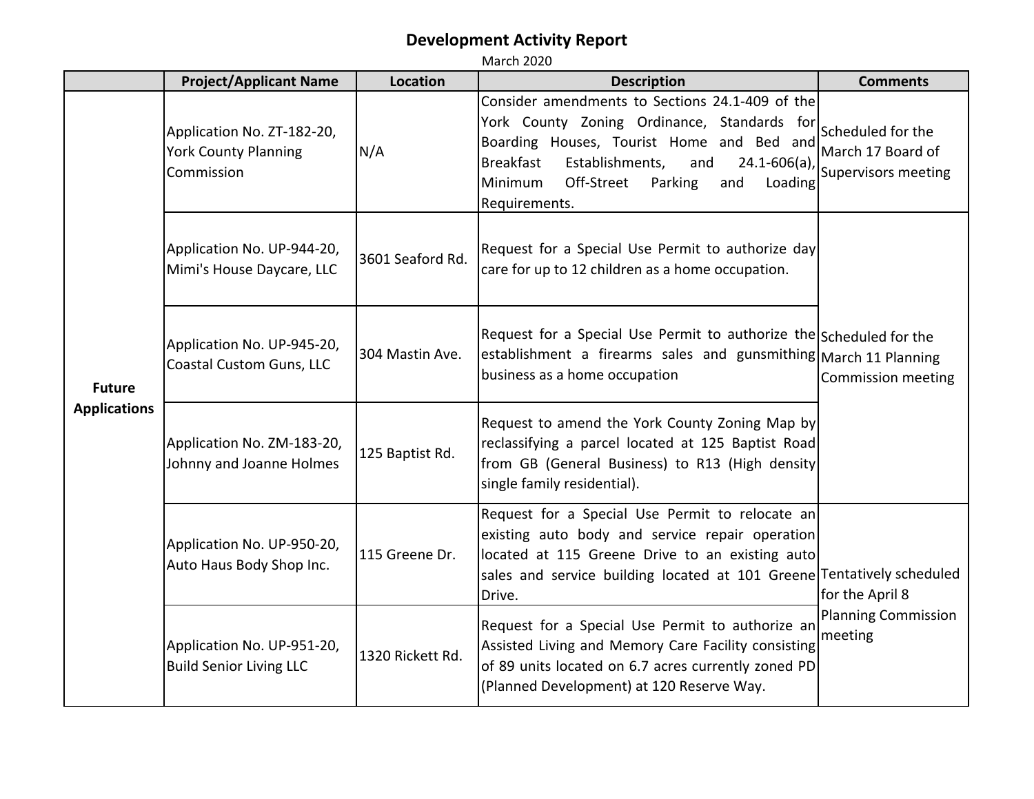# Development Activity Report

March 2020

| | Project/Applicant Name | Location | Description | Comments |
|---|---|---|---|---|
| **Future Applications** | Application No. ZT-182-20, York County Planning Commission | N/A | Consider amendments to Sections 24.1-409 of the York County Zoning Ordinance, Standards for Boarding Houses, Tourist Home and Bed and Breakfast Establishments, and 24.1-606(a), Minimum Off-Street Parking and Loading Requirements. | Scheduled for the March 17 Board of Supervisors meeting |
| | Application No. UP-944-20, Mimi's House Daycare, LLC | 3601 Seaford Rd. | Request for a Special Use Permit to authorize day care for up to 12 children as a home occupation. | Scheduled for the March 11 Planning Commission meeting |
| | Application No. UP-945-20, Coastal Custom Guns, LLC | 304 Mastin Ave. | Request for a Special Use Permit to authorize the establishment a firearms sales and gunsmithing business as a home occupation | |
| | Application No. ZM-183-20, Johnny and Joanne Holmes | 125 Baptist Rd. | Request to amend the York County Zoning Map by reclassifying a parcel located at 125 Baptist Road from GB (General Business) to R13 (High density single family residential). | |
| | Application No. UP-950-20, Auto Haus Body Shop Inc. | 115 Greene Dr. | Request for a Special Use Permit to relocate an existing auto body and service repair operation located at 115 Greene Drive to an existing auto sales and service building located at 101 Greene Drive. | Tentatively scheduled for the April 8 Planning Commission meeting |
| | Application No. UP-951-20, Build Senior Living LLC | 1320 Rickett Rd. | Request for a Special Use Permit to authorize an Assisted Living and Memory Care Facility consisting of 89 units located on 6.7 acres currently zoned PD (Planned Development) at 120 Reserve Way. | |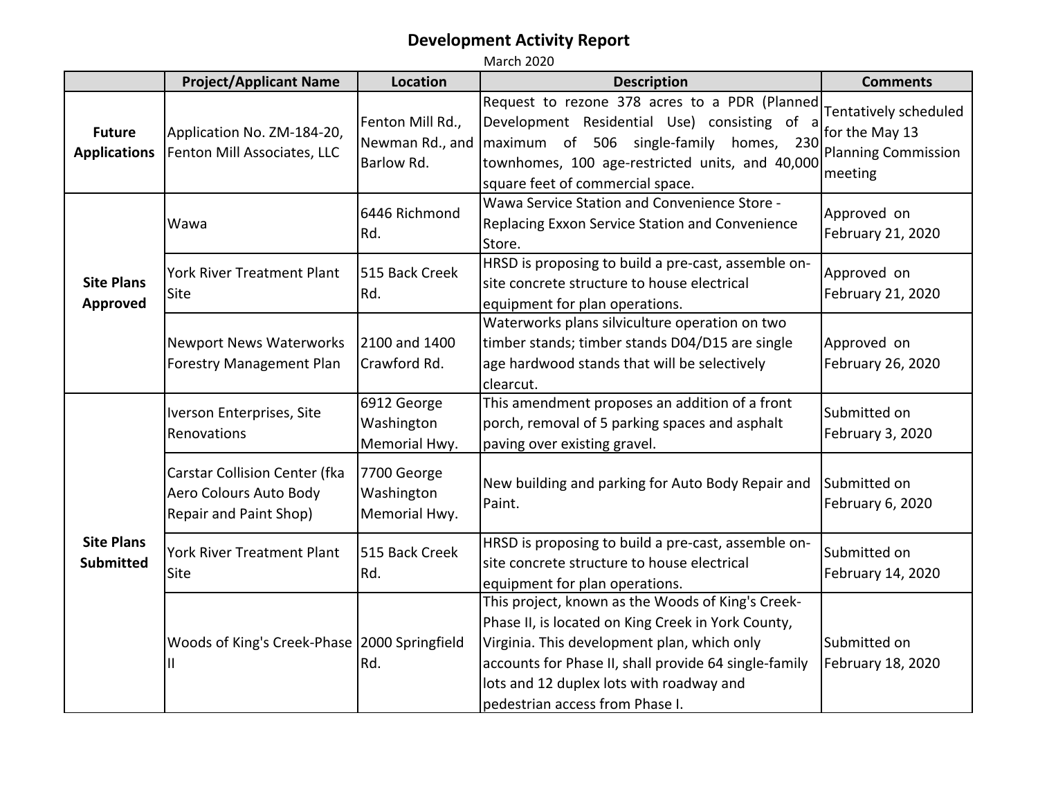# Development Activity Report

March 2020

| | Project/Applicant Name | Location | Description | Comments |
|---|---|---|---|---|
| **Future Applications** | Application No. ZM-184-20, Fenton Mill Associates, LLC | Fenton Mill Rd., Newman Rd., and Barlow Rd. | Request to rezone 378 acres to a PDR (Planned Development Residential Use) consisting of a maximum of 506 single-family homes, 230 townhomes, 100 age-restricted units, and 40,000 square feet of commercial space. | Tentatively scheduled for the May 13 Planning Commission meeting |
| **Site Plans Approved** | Wawa | 6446 Richmond Rd. | Wawa Service Station and Convenience Store - Replacing Exxon Service Station and Convenience Store. | Approved on February 21, 2020 |
| | York River Treatment Plant Site | 515 Back Creek Rd. | HRSD is proposing to build a pre-cast, assemble on-site concrete structure to house electrical equipment for plan operations. | Approved on February 21, 2020 |
| | Newport News Waterworks Forestry Management Plan | 2100 and 1400 Crawford Rd. | Waterworks plans silviculture operation on two timber stands; timber stands D04/D15 are single age hardwood stands that will be selectively clearcut. | Approved on February 26, 2020 |
| **Site Plans Submitted** | Iverson Enterprises, Site Renovations | 6912 George Washington Memorial Hwy. | This amendment proposes an addition of a front porch, removal of 5 parking spaces and asphalt paving over existing gravel. | Submitted on February 3, 2020 |
| | Carstar Collision Center (fka Aero Colours Auto Body Repair and Paint Shop) | 7700 George Washington Memorial Hwy. | New building and parking for Auto Body Repair and Paint. | Submitted on February 6, 2020 |
| | York River Treatment Plant Site | 515 Back Creek Rd. | HRSD is proposing to build a pre-cast, assemble on-site concrete structure to house electrical equipment for plan operations. | Submitted on February 14, 2020 |
| | Woods of King's Creek-Phase II | 2000 Springfield Rd. | This project, known as the Woods of King's Creek-Phase II, is located on King Creek in York County, Virginia. This development plan, which only accounts for Phase II, shall provide 64 single-family lots and 12 duplex lots with roadway and pedestrian access from Phase I. | Submitted on February 18, 2020 |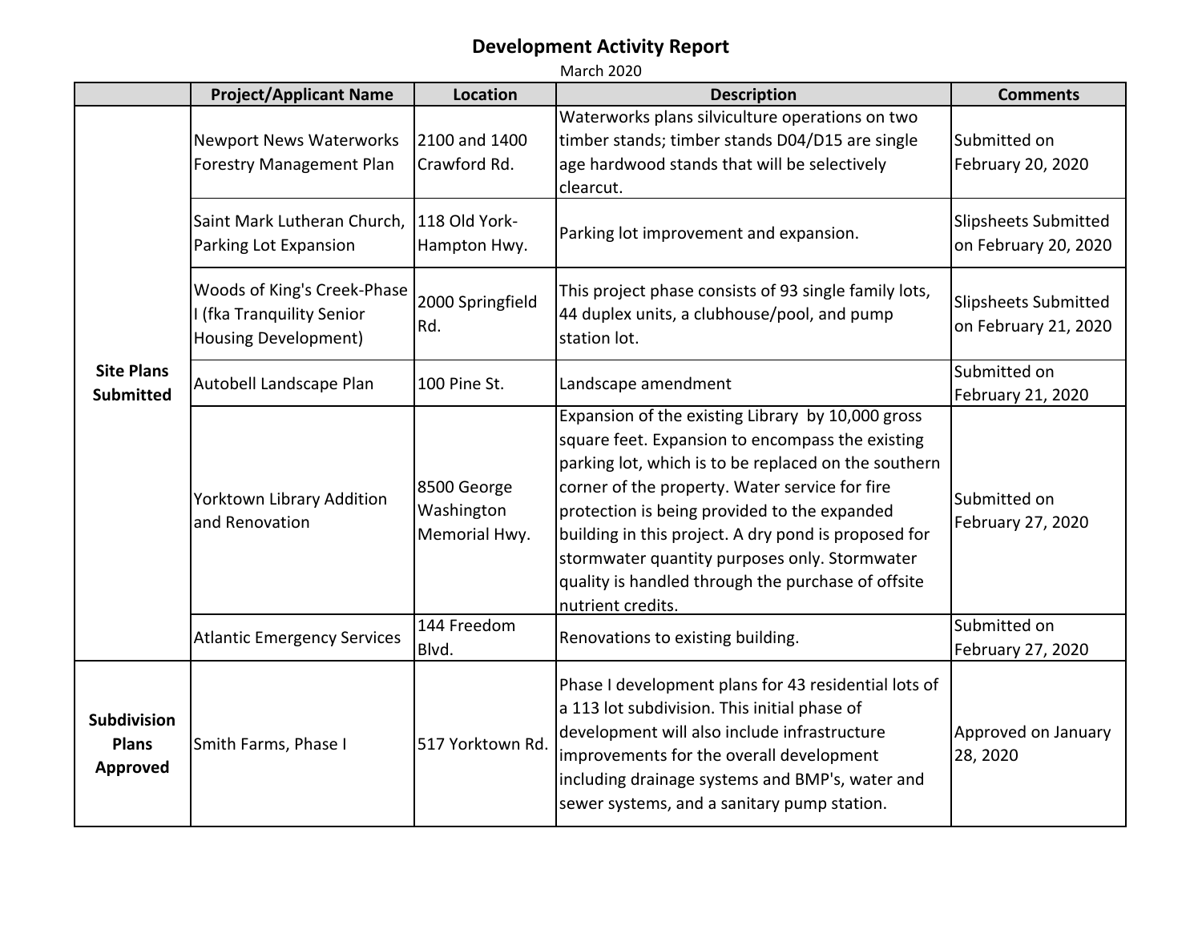# Development Activity Report

March 2020

| | Project/Applicant Name | Location | Description | Comments |
|---|---|---|---|---|
| **Site Plans Submitted** | Newport News Waterworks Forestry Management Plan | 2100 and 1400 Crawford Rd. | Waterworks plans silviculture operations on two timber stands; timber stands D04/D15 are single age hardwood stands that will be selectively clearcut. | Submitted on February 20, 2020 |
| | Saint Mark Lutheran Church, Parking Lot Expansion | 118 Old York-Hampton Hwy. | Parking lot improvement and expansion. | Slipsheets Submitted on February 20, 2020 |
| | Woods of King's Creek-Phase I (fka Tranquility Senior Housing Development) | 2000 Springfield Rd. | This project phase consists of 93 single family lots, 44 duplex units, a clubhouse/pool, and pump station lot. | Slipsheets Submitted on February 21, 2020 |
| | Autobell Landscape Plan | 100 Pine St. | Landscape amendment | Submitted on February 21, 2020 |
| | Yorktown Library Addition and Renovation | 8500 George Washington Memorial Hwy. | Expansion of the existing Library by 10,000 gross square feet. Expansion to encompass the existing parking lot, which is to be replaced on the southern corner of the property. Water service for fire protection is being provided to the expanded building in this project. A dry pond is proposed for stormwater quantity purposes only. Stormwater quality is handled through the purchase of offsite nutrient credits. | Submitted on February 27, 2020 |
| | Atlantic Emergency Services | 144 Freedom Blvd. | Renovations to existing building. | Submitted on February 27, 2020 |
| **Subdivision Plans Approved** | Smith Farms, Phase I | 517 Yorktown Rd. | Phase I development plans for 43 residential lots of a 113 lot subdivision. This initial phase of development will also include infrastructure improvements for the overall development including drainage systems and BMP's, water and sewer systems, and a sanitary pump station. | Approved on January 28, 2020 |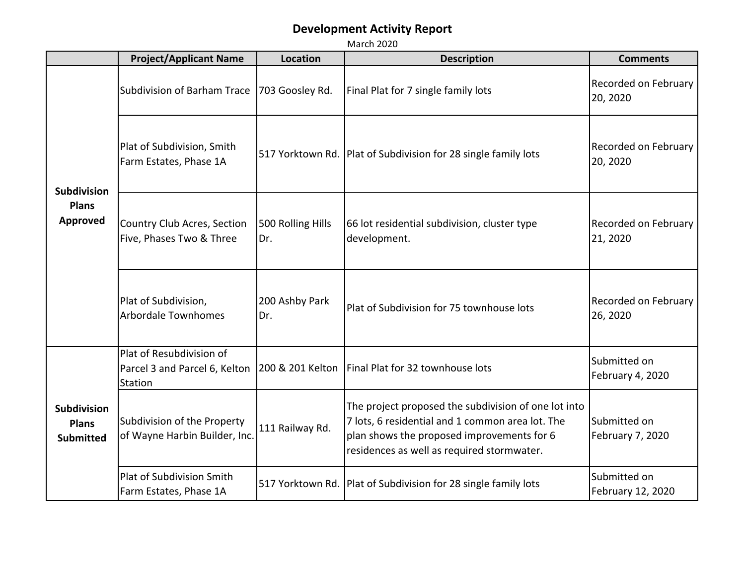# Development Activity Report

March 2020

| | Project/Applicant Name | Location | Description | Comments |
|---|---|---|---|---|
| **Subdivision Plans Approved** | Subdivision of Barham Trace | 703 Goosley Rd. | Final Plat for 7 single family lots | Recorded on February 20, 2020 |
| | Plat of Subdivision, Smith Farm Estates, Phase 1A | 517 Yorktown Rd. | Plat of Subdivision for 28 single family lots | Recorded on February 20, 2020 |
| | Country Club Acres, Section Five, Phases Two & Three | 500 Rolling Hills Dr. | 66 lot residential subdivision, cluster type development. | Recorded on February 21, 2020 |
| | Plat of Subdivision, Arbordale Townhomes | 200 Ashby Park Dr. | Plat of Subdivision for 75 townhouse lots | Recorded on February 26, 2020 |
| **Subdivision Plans Submitted** | Plat of Resubdivision of Parcel 3 and Parcel 6, Kelton Station | 200 & 201 Kelton | Final Plat for 32 townhouse lots | Submitted on February 4, 2020 |
| | Subdivision of the Property of Wayne Harbin Builder, Inc. | 111 Railway Rd. | The project proposed the subdivision of one lot into 7 lots, 6 residential and 1 common area lot. The plan shows the proposed improvements for 6 residences as well as required stormwater. | Submitted on February 7, 2020 |
| | Plat of Subdivision Smith Farm Estates, Phase 1A | 517 Yorktown Rd. | Plat of Subdivision for 28 single family lots | Submitted on February 12, 2020 |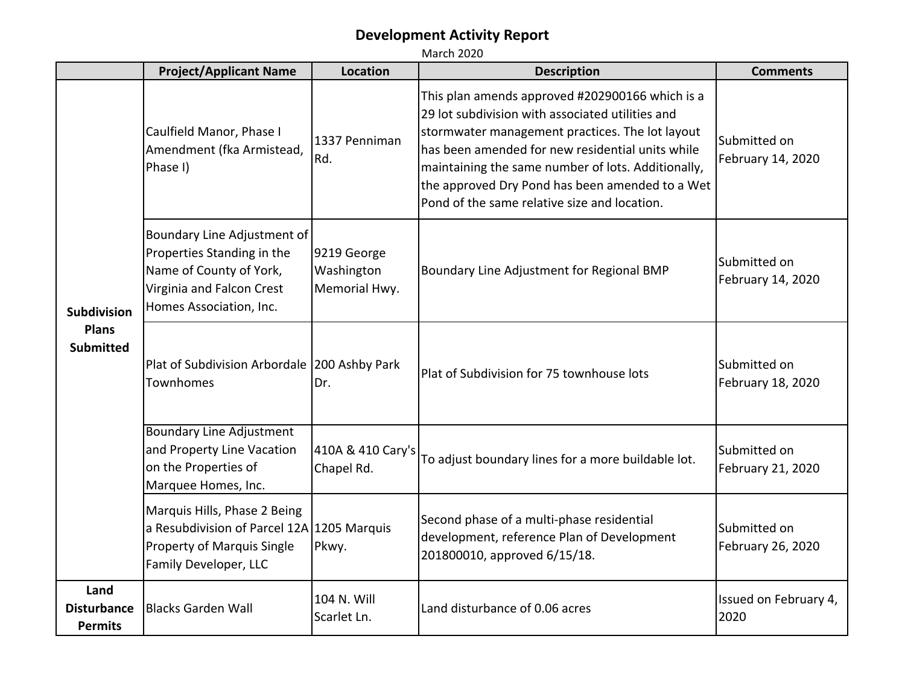# Development Activity Report

March 2020

| | Project/Applicant Name | Location | Description | Comments |
|---|---|---|---|---|
| **Subdivision Plans Submitted** | Caulfield Manor, Phase I Amendment (fka Armistead, Phase I) | 1337 Penniman Rd. | This plan amends approved #202900166 which is a 29 lot subdivision with associated utilities and stormwater management practices. The lot layout has been amended for new residential units while maintaining the same number of lots. Additionally, the approved Dry Pond has been amended to a Wet Pond of the same relative size and location. | Submitted on February 14, 2020 |
| | Boundary Line Adjustment of Properties Standing in the Name of County of York, Virginia and Falcon Crest Homes Association, Inc. | 9219 George Washington Memorial Hwy. | Boundary Line Adjustment for Regional BMP | Submitted on February 14, 2020 |
| | Plat of Subdivision Arbordale Townhomes | 200 Ashby Park Dr. | Plat of Subdivision for 75 townhouse lots | Submitted on February 18, 2020 |
| | Boundary Line Adjustment and Property Line Vacation on the Properties of Marquee Homes, Inc. | 410A & 410 Cary's Chapel Rd. | To adjust boundary lines for a more buildable lot. | Submitted on February 21, 2020 |
| | Marquis Hills, Phase 2 Being a Resubdivision of Parcel 12A Property of Marquis Single Family Developer, LLC | 1205 Marquis Pkwy. | Second phase of a multi-phase residential development, reference Plan of Development 201800010, approved 6/15/18. | Submitted on February 26, 2020 |
| **Land Disturbance Permits** | Blacks Garden Wall | 104 N. Will Scarlet Ln. | Land disturbance of 0.06 acres | Issued on February 4, 2020 |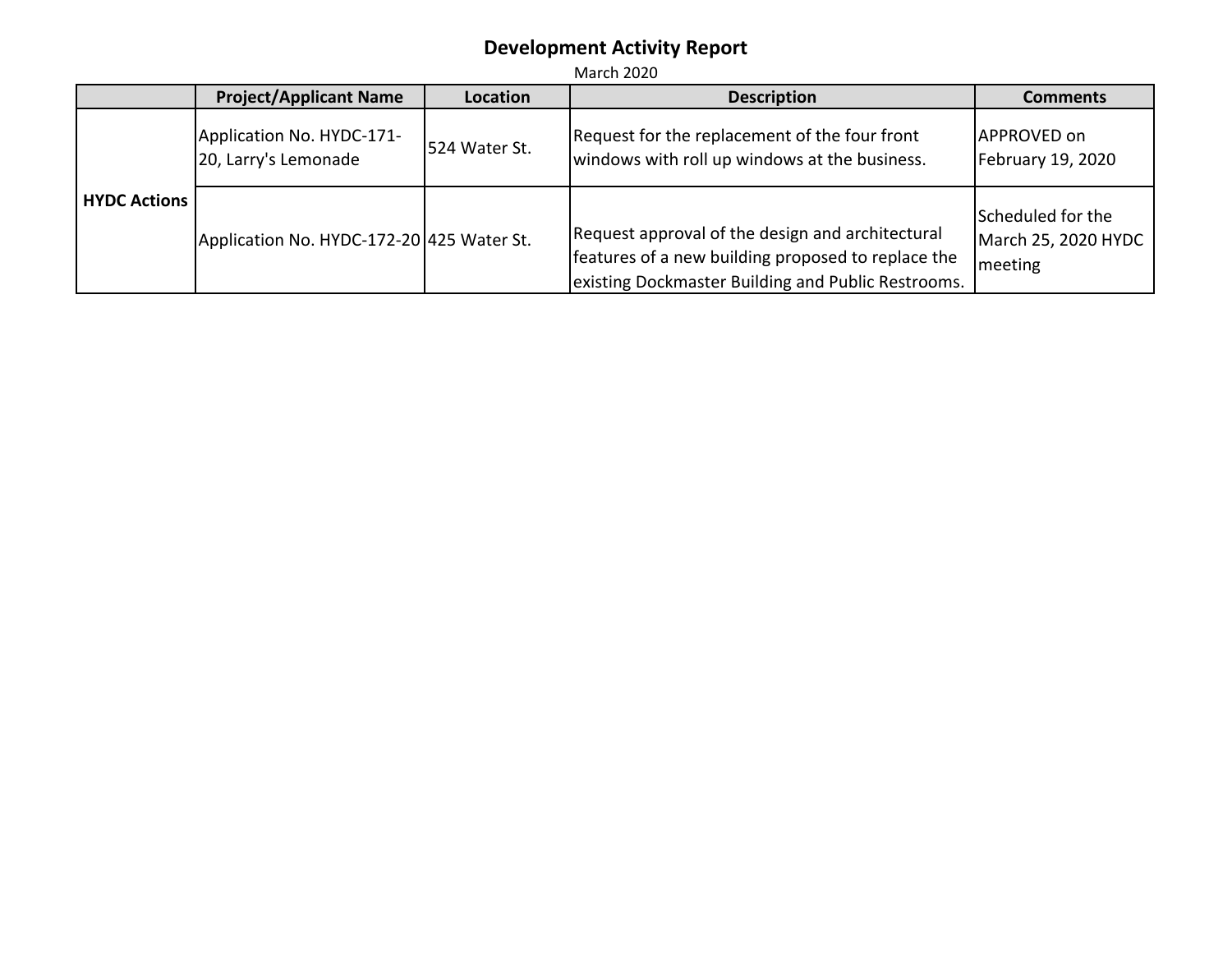# Development Activity Report

March 2020

| | Project/Applicant Name | Location | Description | Comments |
|---|---|---|---|---|
| **HYDC Actions** | Application No. HYDC-171-20, Larry's Lemonade | 524 Water St. | Request for the replacement of the four front windows with roll up windows at the business. | APPROVED on February 19, 2020 |
| | Application No. HYDC-172-20 | 425 Water St. | Request approval of the design and architectural features of a new building proposed to replace the existing Dockmaster Building and Public Restrooms. | Scheduled for the March 25, 2020 HYDC meeting |